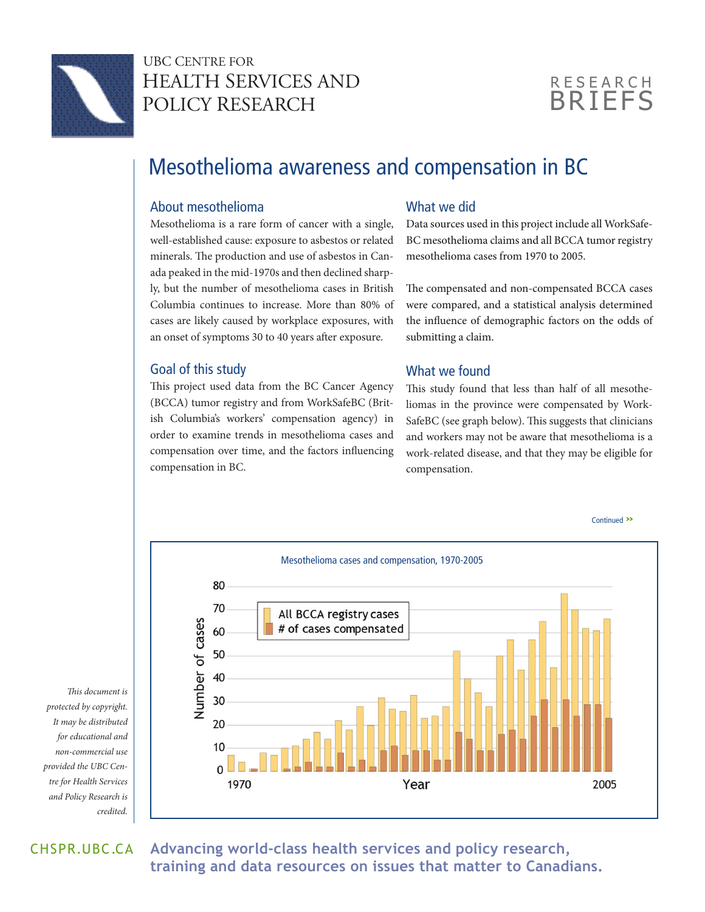UBC Centre for
Health Services and
Policy Research

RESEARCH
BRIEFS

# Mesothelioma awareness and compensation in BC

## About mesothelioma

Mesothelioma is a rare form of cancer with a single, well-established cause: exposure to asbestos or related minerals. The production and use of asbestos in Canada peaked in the mid-1970s and then declined sharply, but the number of mesothelioma cases in British Columbia continues to increase. More than 80% of cases are likely caused by workplace exposures, with an onset of symptoms 30 to 40 years after exposure.

## Goal of this study

This project used data from the BC Cancer Agency (BCCA) tumor registry and from WorkSafeBC (British Columbia's workers' compensation agency) in order to examine trends in mesothelioma cases and compensation over time, and the factors influencing compensation in BC.

## What we did

Data sources used in this project include all WorkSafeBC mesothelioma claims and all BCCA tumor registry mesothelioma cases from 1970 to 2005.

The compensated and non-compensated BCCA cases were compared, and a statistical analysis determined the influence of demographic factors on the odds of submitting a claim.

## What we found

This study found that less than half of all mesotheliomas in the province were compensated by WorkSafeBC (see graph below). This suggests that clinicians and workers may not be aware that mesothelioma is a work-related disease, and that they may be eligible for compensation.

Continued >>

Mesothelioma cases and compensation, 1970-2005

All BCCA registry cases
# of cases compensated

Number of cases
0
10
20
30
40
50
60
70
80

Year
1970
2005

*This document is protected by copyright. It may be distributed for educational and non-commercial use provided the UBC Centre for Health Services and Policy Research is credited.*

CHSPR.UBC.CA **Advancing world-class health services and policy research, training and data resources on issues that matter to Canadians.**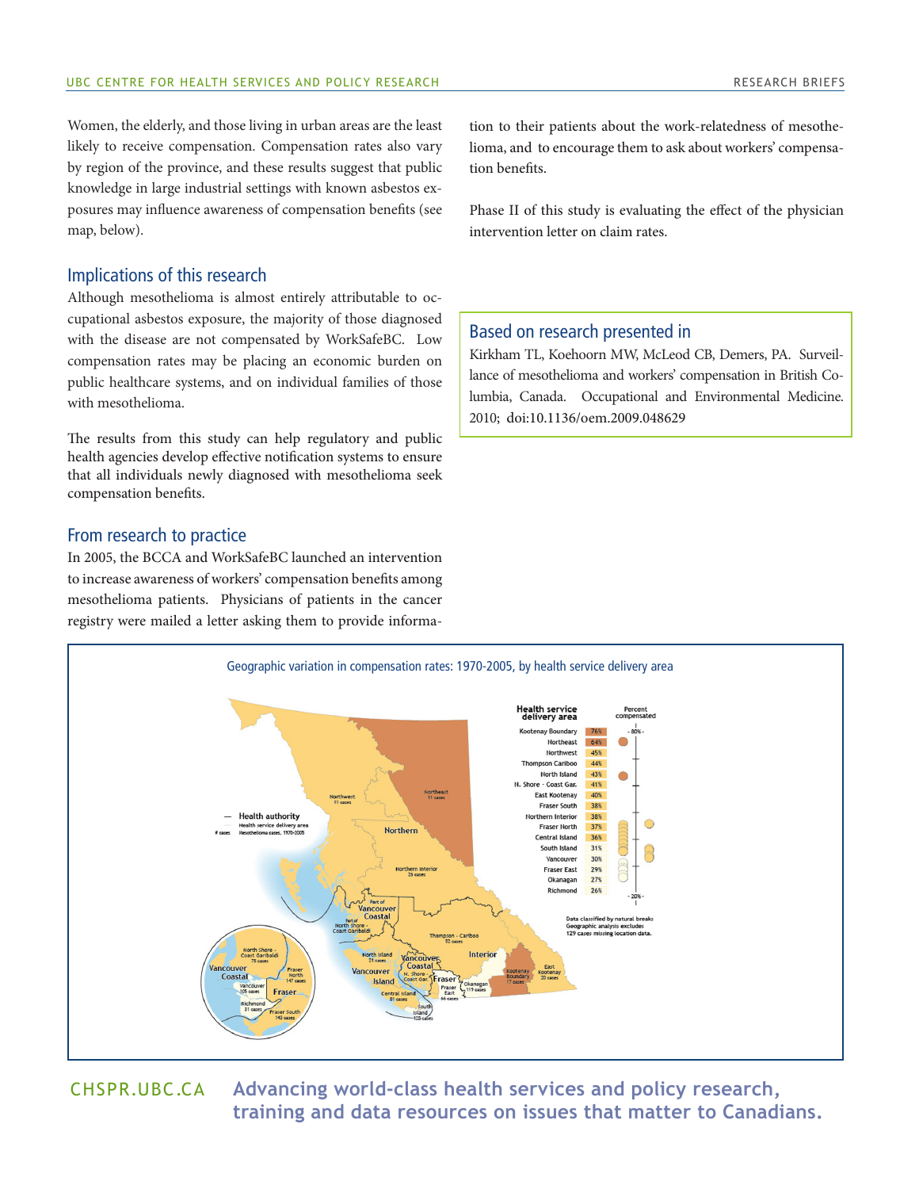Women, the elderly, and those living in urban areas are the least likely to receive compensation. Compensation rates also vary by region of the province, and these results suggest that public knowledge in large industrial settings with known asbestos exposures may influence awareness of compensation benefits (see map, below).

## Implications of this research

Although mesothelioma is almost entirely attributable to occupational asbestos exposure, the majority of those diagnosed with the disease are not compensated by WorkSafeBC. Low compensation rates may be placing an economic burden on public healthcare systems, and on individual families of those with mesothelioma.

The results from this study can help regulatory and public health agencies develop effective notification systems to ensure that all individuals newly diagnosed with mesothelioma seek compensation benefits.

## From research to practice

In 2005, the BCCA and WorkSafeBC launched an intervention to increase awareness of workers' compensation benefits among mesothelioma patients. Physicians of patients in the cancer registry were mailed a letter asking them to provide information to their patients about the work-relatedness of mesothelioma, and to encourage them to ask about workers' compensation benefits.

Phase II of this study is evaluating the effect of the physician intervention letter on claim rates.

## Based on research presented in

Kirkham TL, Koehoorn MW, McLeod CB, Demers, PA. Surveillance of mesothelioma and workers' compensation in British Columbia, Canada. Occupational and Environmental Medicine. 2010; doi:10.1136/oem.2009.048629

Geographic variation in compensation rates: 1970-2005, by health service delivery area

Health service delivery area
Percent compensated

Kootenay Boundary 76%
Northeast 64%
Northwest 45%
Thompson Cariboo 44%
North Island 43%
N. Shore - Coast Gar. 41%
East Kootenay 40%
Fraser South 38%
Northern Interior 38%
Fraser North 37%
Central Island 36%
South Island 31%
Vancouver 30%
Fraser East 29%
Okanagan 27%
Richmond 26%

- 80% -
- 20% -

Data classified by natural breaks
Geographic analysis excludes 129 cases missing location data.

Health authority
Health service delivery area
# cases Mesothelioma cases, 1970-2005

Northern
Northwest 11 cases
Northeast 11 cases
Northern Interior 29 cases
Part of Vancouver Coastal
Part of North Shore - Coast Garibaldi
Thompson - Cariboo 52 cases
Interior
Kootenay Boundary 17 cases
East Kootenay 20 cases
Okanagan 119 cases
Fraser East 66 cases
Fraser
North Island 21 cases
Vancouver Island
Central Island 81 cases
South Island 123 cases
Vancouver Coastal
N. Shore - Coast Gar.
North Shore - Coast Garibaldi 75 cases
Vancouver 105 cases
Richmond 31 cases
Fraser North 147 cases
Fraser South 143 cases

**CHSPR.UBC.CA** **Advancing world-class health services and policy research, training and data resources on issues that matter to Canadians.**